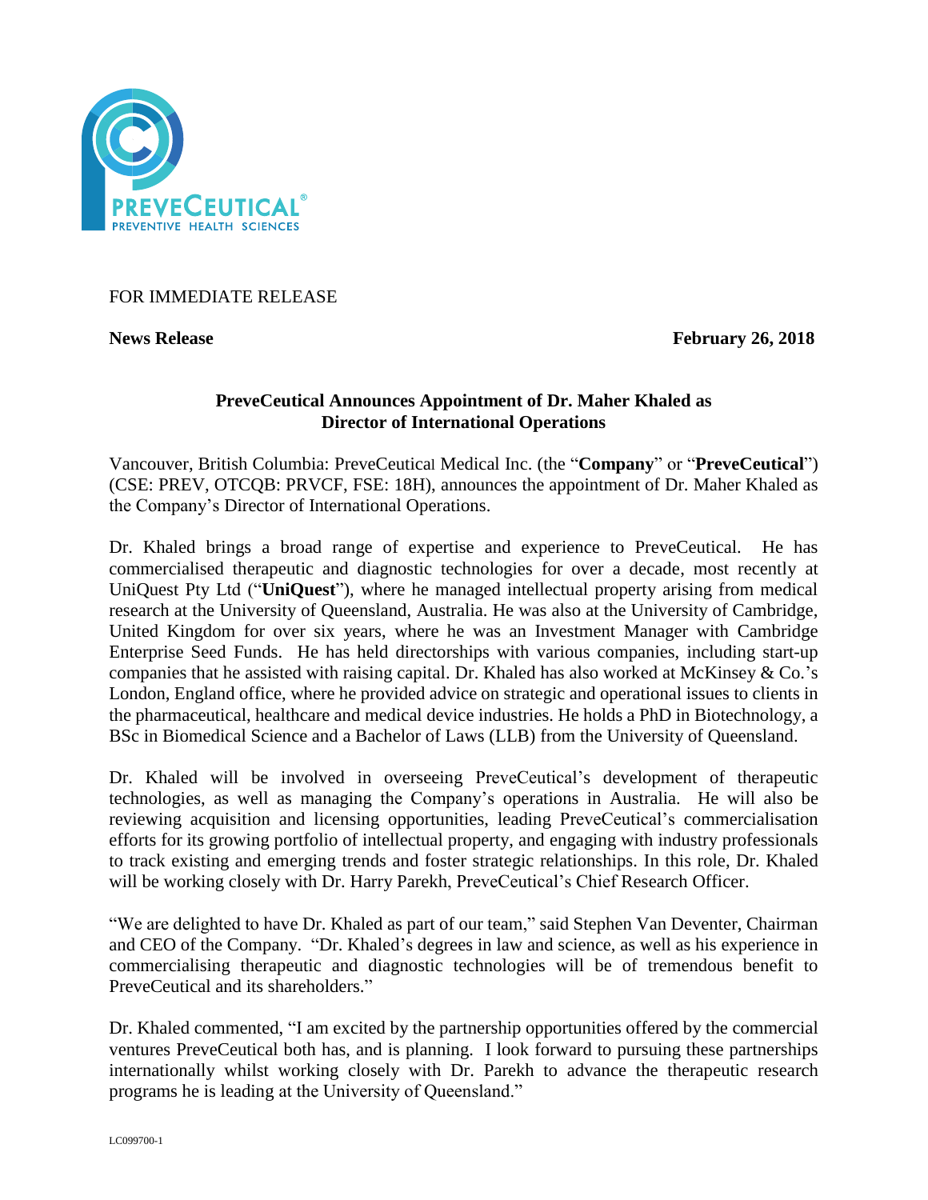FOR IMMEDIATE RELEASE

**News Release** **February 26, 2018**

## PreveCeutical Announces Appointment of Dr. Maher Khaled as Director of International Operations

Vancouver, British Columbia: PreveCeutical Medical Inc. (the "**Company**" or "**PreveCeutical**") (CSE: PREV, OTCQB: PRVCF, FSE: 18H), announces the appointment of Dr. Maher Khaled as the Company's Director of International Operations.

Dr. Khaled brings a broad range of expertise and experience to PreveCeutical. He has commercialised therapeutic and diagnostic technologies for over a decade, most recently at UniQuest Pty Ltd ("**UniQuest**"), where he managed intellectual property arising from medical research at the University of Queensland, Australia. He was also at the University of Cambridge, United Kingdom for over six years, where he was an Investment Manager with Cambridge Enterprise Seed Funds. He has held directorships with various companies, including start-up companies that he assisted with raising capital. Dr. Khaled has also worked at McKinsey & Co.'s London, England office, where he provided advice on strategic and operational issues to clients in the pharmaceutical, healthcare and medical device industries. He holds a PhD in Biotechnology, a BSc in Biomedical Science and a Bachelor of Laws (LLB) from the University of Queensland.

Dr. Khaled will be involved in overseeing PreveCeutical's development of therapeutic technologies, as well as managing the Company's operations in Australia. He will also be reviewing acquisition and licensing opportunities, leading PreveCeutical's commercialisation efforts for its growing portfolio of intellectual property, and engaging with industry professionals to track existing and emerging trends and foster strategic relationships. In this role, Dr. Khaled will be working closely with Dr. Harry Parekh, PreveCeutical's Chief Research Officer.

"We are delighted to have Dr. Khaled as part of our team," said Stephen Van Deventer, Chairman and CEO of the Company. "Dr. Khaled's degrees in law and science, as well as his experience in commercialising therapeutic and diagnostic technologies will be of tremendous benefit to PreveCeutical and its shareholders."

Dr. Khaled commented, "I am excited by the partnership opportunities offered by the commercial ventures PreveCeutical both has, and is planning. I look forward to pursuing these partnerships internationally whilst working closely with Dr. Parekh to advance the therapeutic research programs he is leading at the University of Queensland."

LC099700-1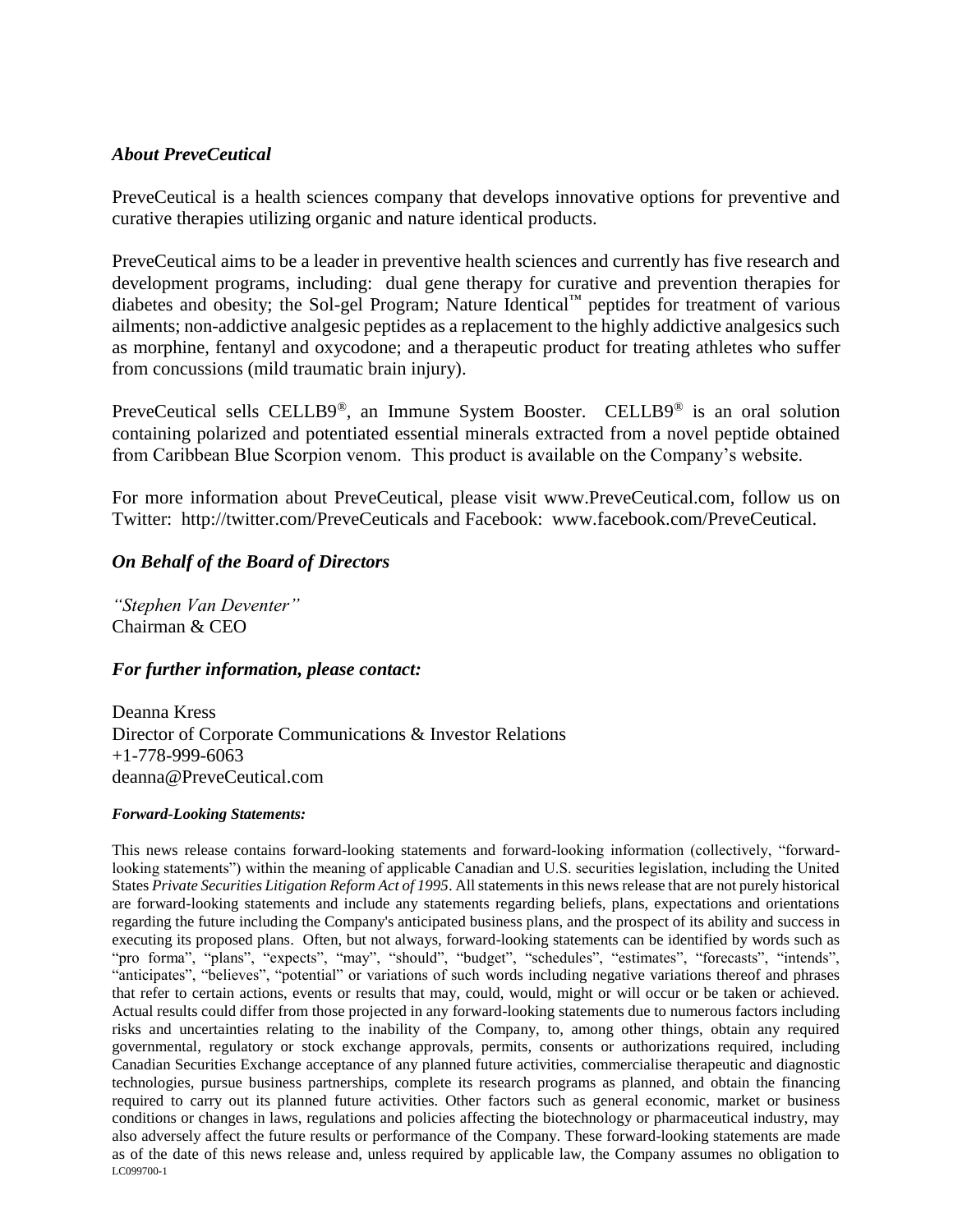### *About PreveCeutical*

PreveCeutical is a health sciences company that develops innovative options for preventive and curative therapies utilizing organic and nature identical products.

PreveCeutical aims to be a leader in preventive health sciences and currently has five research and development programs, including: dual gene therapy for curative and prevention therapies for diabetes and obesity; the Sol-gel Program; Nature Identical™ peptides for treatment of various ailments; non-addictive analgesic peptides as a replacement to the highly addictive analgesics such as morphine, fentanyl and oxycodone; and a therapeutic product for treating athletes who suffer from concussions (mild traumatic brain injury).

PreveCeutical sells CELLB9®, an Immune System Booster. CELLB9® is an oral solution containing polarized and potentiated essential minerals extracted from a novel peptide obtained from Caribbean Blue Scorpion venom. This product is available on the Company's website.

For more information about PreveCeutical, please visit www.PreveCeutical.com, follow us on Twitter: http://twitter.com/PreveCeuticals and Facebook: www.facebook.com/PreveCeutical.

### *On Behalf of the Board of Directors*

*"Stephen Van Deventer"*
Chairman & CEO

### *For further information, please contact:*

Deanna Kress
Director of Corporate Communications & Investor Relations
+1-778-999-6063
deanna@PreveCeutical.com

#### ***Forward-Looking Statements:***

This news release contains forward-looking statements and forward-looking information (collectively, "forward-looking statements") within the meaning of applicable Canadian and U.S. securities legislation, including the United States *Private Securities Litigation Reform Act of 1995*. All statements in this news release that are not purely historical are forward-looking statements and include any statements regarding beliefs, plans, expectations and orientations regarding the future including the Company's anticipated business plans, and the prospect of its ability and success in executing its proposed plans. Often, but not always, forward-looking statements can be identified by words such as "pro forma", "plans", "expects", "may", "should", "budget", "schedules", "estimates", "forecasts", "intends", "anticipates", "believes", "potential" or variations of such words including negative variations thereof and phrases that refer to certain actions, events or results that may, could, would, might or will occur or be taken or achieved. Actual results could differ from those projected in any forward-looking statements due to numerous factors including risks and uncertainties relating to the inability of the Company, to, among other things, obtain any required governmental, regulatory or stock exchange approvals, permits, consents or authorizations required, including Canadian Securities Exchange acceptance of any planned future activities, commercialise therapeutic and diagnostic technologies, pursue business partnerships, complete its research programs as planned, and obtain the financing required to carry out its planned future activities. Other factors such as general economic, market or business conditions or changes in laws, regulations and policies affecting the biotechnology or pharmaceutical industry, may also adversely affect the future results or performance of the Company. These forward-looking statements are made as of the date of this news release and, unless required by applicable law, the Company assumes no obligation to

LC099700-1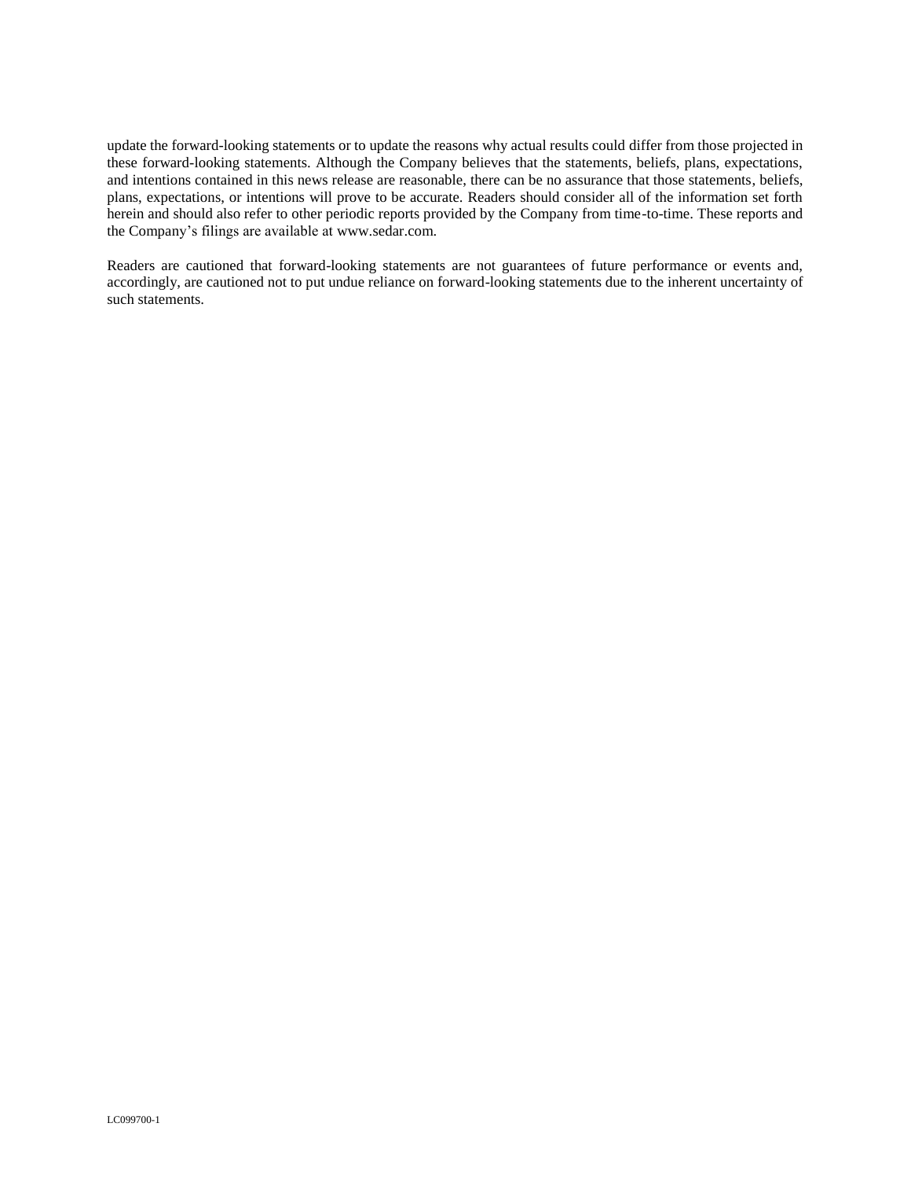update the forward-looking statements or to update the reasons why actual results could differ from those projected in these forward-looking statements. Although the Company believes that the statements, beliefs, plans, expectations, and intentions contained in this news release are reasonable, there can be no assurance that those statements, beliefs, plans, expectations, or intentions will prove to be accurate. Readers should consider all of the information set forth herein and should also refer to other periodic reports provided by the Company from time-to-time. These reports and the Company's filings are available at www.sedar.com.

Readers are cautioned that forward-looking statements are not guarantees of future performance or events and, accordingly, are cautioned not to put undue reliance on forward-looking statements due to the inherent uncertainty of such statements.

LC099700-1